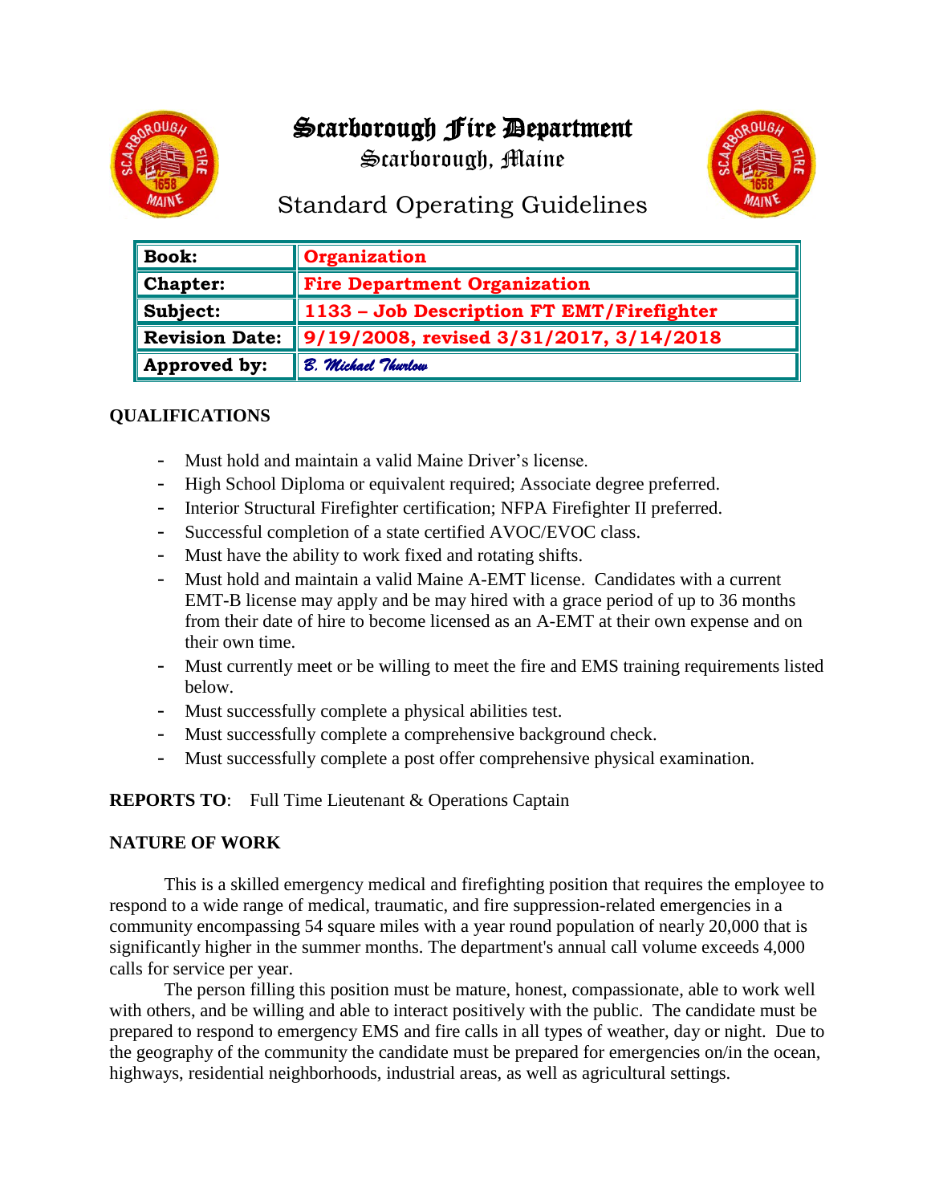# Scarborough Fire Department

## Scarborough, Maine

## Standard Operating Guidelines

| | |
|---|---|
| **Book:** | **Organization** |
| **Chapter:** | **Fire Department Organization** |
| **Subject:** | **1133 – Job Description FT EMT/Firefighter** |
| **Revision Date:** | **9/19/2008, revised 3/31/2017, 3/14/2018** |
| **Approved by:** | *B. Michael Thurlow* |

**QUALIFICATIONS**

- Must hold and maintain a valid Maine Driver's license.
- High School Diploma or equivalent required; Associate degree preferred.
- Interior Structural Firefighter certification; NFPA Firefighter II preferred.
- Successful completion of a state certified AVOC/EVOC class.
- Must have the ability to work fixed and rotating shifts.
- Must hold and maintain a valid Maine A-EMT license. Candidates with a current EMT-B license may apply and be may hired with a grace period of up to 36 months from their date of hire to become licensed as an A-EMT at their own expense and on their own time.
- Must currently meet or be willing to meet the fire and EMS training requirements listed below.
- Must successfully complete a physical abilities test.
- Must successfully complete a comprehensive background check.
- Must successfully complete a post offer comprehensive physical examination.

**REPORTS TO**: Full Time Lieutenant & Operations Captain

**NATURE OF WORK**

This is a skilled emergency medical and firefighting position that requires the employee to respond to a wide range of medical, traumatic, and fire suppression-related emergencies in a community encompassing 54 square miles with a year round population of nearly 20,000 that is significantly higher in the summer months. The department's annual call volume exceeds 4,000 calls for service per year.

The person filling this position must be mature, honest, compassionate, able to work well with others, and be willing and able to interact positively with the public. The candidate must be prepared to respond to emergency EMS and fire calls in all types of weather, day or night. Due to the geography of the community the candidate must be prepared for emergencies on/in the ocean, highways, residential neighborhoods, industrial areas, as well as agricultural settings.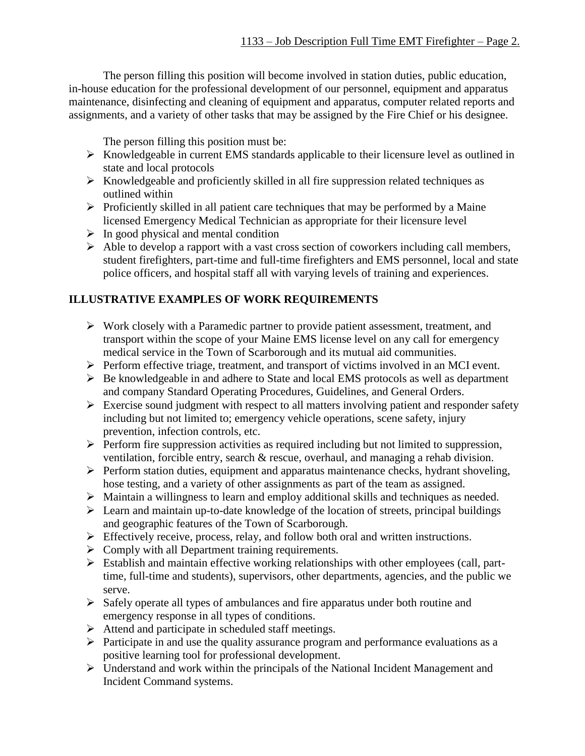The person filling this position will become involved in station duties, public education, in-house education for the professional development of our personnel, equipment and apparatus maintenance, disinfecting and cleaning of equipment and apparatus, computer related reports and assignments, and a variety of other tasks that may be assigned by the Fire Chief or his designee.

The person filling this position must be:

- Knowledgeable in current EMS standards applicable to their licensure level as outlined in state and local protocols
- Knowledgeable and proficiently skilled in all fire suppression related techniques as outlined within
- Proficiently skilled in all patient care techniques that may be performed by a Maine licensed Emergency Medical Technician as appropriate for their licensure level
- In good physical and mental condition
- Able to develop a rapport with a vast cross section of coworkers including call members, student firefighters, part-time and full-time firefighters and EMS personnel, local and state police officers, and hospital staff all with varying levels of training and experiences.

## ILLUSTRATIVE EXAMPLES OF WORK REQUIREMENTS

- Work closely with a Paramedic partner to provide patient assessment, treatment, and transport within the scope of your Maine EMS license level on any call for emergency medical service in the Town of Scarborough and its mutual aid communities.
- Perform effective triage, treatment, and transport of victims involved in an MCI event.
- Be knowledgeable in and adhere to State and local EMS protocols as well as department and company Standard Operating Procedures, Guidelines, and General Orders.
- Exercise sound judgment with respect to all matters involving patient and responder safety including but not limited to; emergency vehicle operations, scene safety, injury prevention, infection controls, etc.
- Perform fire suppression activities as required including but not limited to suppression, ventilation, forcible entry, search & rescue, overhaul, and managing a rehab division.
- Perform station duties, equipment and apparatus maintenance checks, hydrant shoveling, hose testing, and a variety of other assignments as part of the team as assigned.
- Maintain a willingness to learn and employ additional skills and techniques as needed.
- Learn and maintain up-to-date knowledge of the location of streets, principal buildings and geographic features of the Town of Scarborough.
- Effectively receive, process, relay, and follow both oral and written instructions.
- Comply with all Department training requirements.
- Establish and maintain effective working relationships with other employees (call, part-time, full-time and students), supervisors, other departments, agencies, and the public we serve.
- Safely operate all types of ambulances and fire apparatus under both routine and emergency response in all types of conditions.
- Attend and participate in scheduled staff meetings.
- Participate in and use the quality assurance program and performance evaluations as a positive learning tool for professional development.
- Understand and work within the principals of the National Incident Management and Incident Command systems.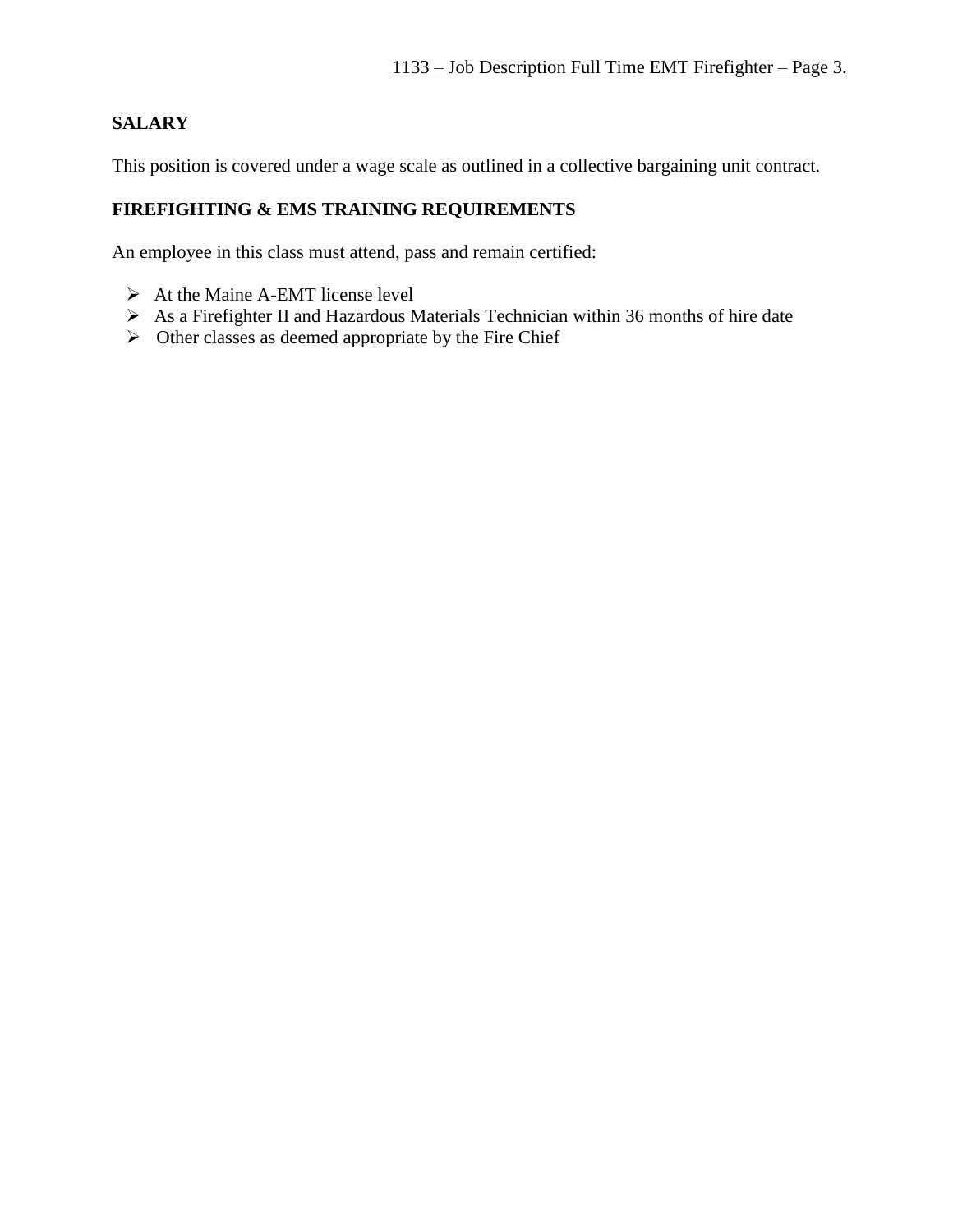## SALARY

This position is covered under a wage scale as outlined in a collective bargaining unit contract.

## FIREFIGHTING & EMS TRAINING REQUIREMENTS

An employee in this class must attend, pass and remain certified:

- At the Maine A-EMT license level
- As a Firefighter II and Hazardous Materials Technician within 36 months of hire date
- Other classes as deemed appropriate by the Fire Chief